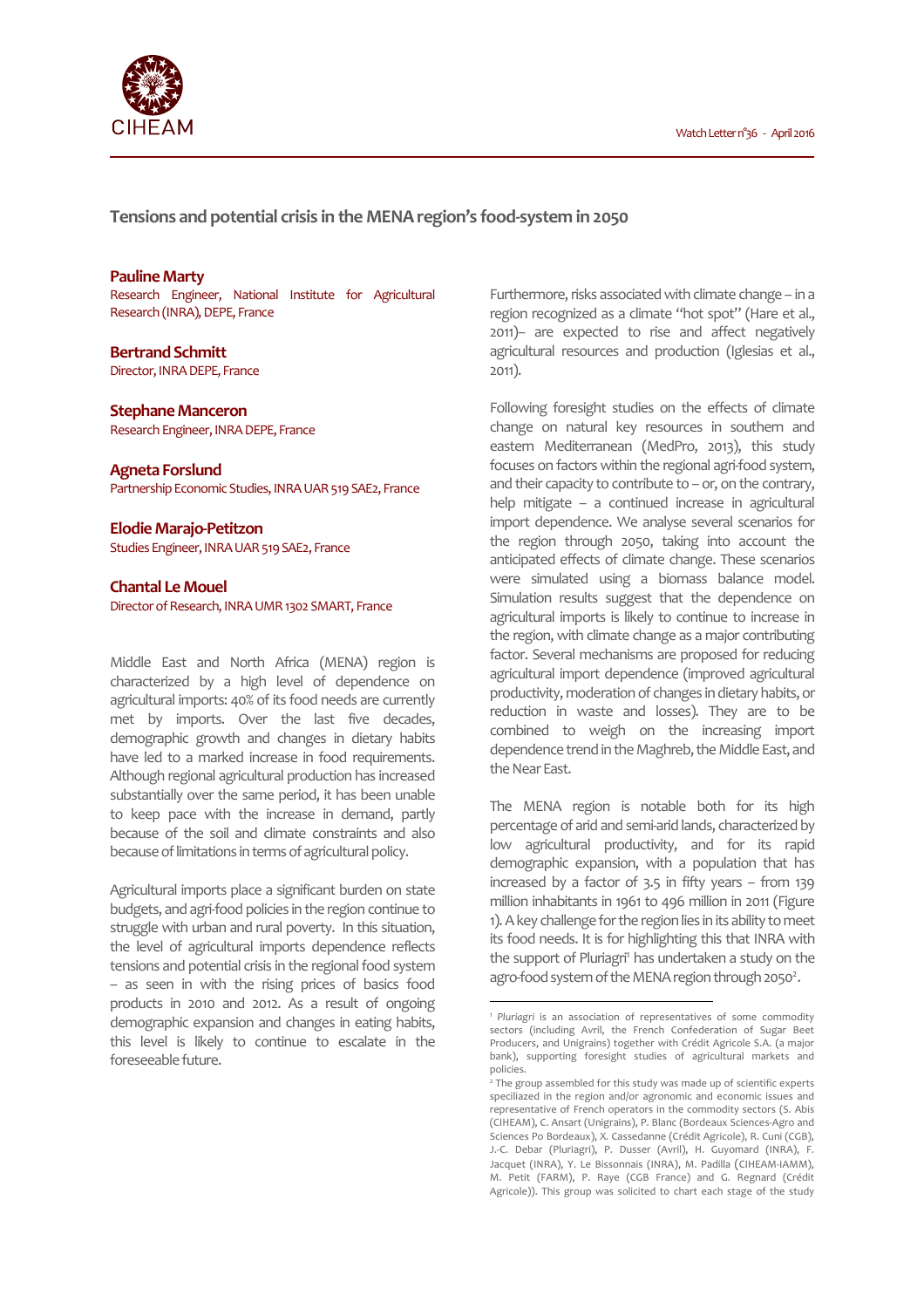# Tensions and potential crisis in the MENA region's food-system in 2050

**Pauline Marty**
Research Engineer, National Institute for Agricultural Research (INRA), DEPE, France

**Bertrand Schmitt**
Director, INRA DEPE, France

**Stephane Manceron**
Research Engineer, INRA DEPE, France

**Agneta Forslund**
Partnership Economic Studies, INRA UAR 519 SAE2, France

**Elodie Marajo-Petitzon**
Studies Engineer, INRA UAR 519 SAE2, France

**Chantal Le Mouel**
Director of Research, INRA UMR 1302 SMART, France

Middle East and North Africa (MENA) region is characterized by a high level of dependence on agricultural imports: 40% of its food needs are currently met by imports. Over the last five decades, demographic growth and changes in dietary habits have led to a marked increase in food requirements. Although regional agricultural production has increased substantially over the same period, it has been unable to keep pace with the increase in demand, partly because of the soil and climate constraints and also because of limitations in terms of agricultural policy.

Agricultural imports place a significant burden on state budgets, and agri-food policies in the region continue to struggle with urban and rural poverty. In this situation, the level of agricultural imports dependence reflects tensions and potential crisis in the regional food system – as seen in with the rising prices of basics food products in 2010 and 2012. As a result of ongoing demographic expansion and changes in eating habits, this level is likely to continue to escalate in the foreseeable future.

Furthermore, risks associated with climate change – in a region recognized as a climate "hot spot" (Hare et al., 2011)– are expected to rise and affect negatively agricultural resources and production (Iglesias et al., 2011).

Following foresight studies on the effects of climate change on natural key resources in southern and eastern Mediterranean (MedPro, 2013), this study focuses on factors within the regional agri-food system, and their capacity to contribute to – or, on the contrary, help mitigate – a continued increase in agricultural import dependence. We analyse several scenarios for the region through 2050, taking into account the anticipated effects of climate change. These scenarios were simulated using a biomass balance model. Simulation results suggest that the dependence on agricultural imports is likely to continue to increase in the region, with climate change as a major contributing factor. Several mechanisms are proposed for reducing agricultural import dependence (improved agricultural productivity, moderation of changes in dietary habits, or reduction in waste and losses). They are to be combined to weigh on the increasing import dependence trend in the Maghreb, the Middle East, and the Near East.

The MENA region is notable both for its high percentage of arid and semi-arid lands, characterized by low agricultural productivity, and for its rapid demographic expansion, with a population that has increased by a factor of 3.5 in fifty years – from 139 million inhabitants in 1961 to 496 million in 2011 (Figure 1). A key challenge for the region lies in its ability to meet its food needs. It is for highlighting this that INRA with the support of Pluriagri[1] has undertaken a study on the agro-food system of the MENA region through 2050[2].

---

[1] *Pluriagri* is an association of representatives of some commodity sectors (including Avril, the French Confederation of Sugar Beet Producers, and Unigrains) together with Crédit Agricole S.A. (a major bank), supporting foresight studies of agricultural markets and policies.

[2] The group assembled for this study was made up of scientific experts speciliazed in the region and/or agronomic and economic issues and representative of French operators in the commodity sectors (S. Abis (CIHEAM), C. Ansart (Unigrains), P. Blanc (Bordeaux Sciences-Agro and Sciences Po Bordeaux), X. Cassedanne (Crédit Agricole), R. Cuni (CGB), J.-C. Debar (Pluriagri), P. Dusser (Avril), H. Guyomard (INRA), F. Jacquet (INRA), Y. Le Bissonnais (INRA), M. Padilla (CIHEAM-IAMM), M. Petit (FARM), P. Raye (CGB France) and G. Regnard (Crédit Agricole)). This group was solicited to chart each stage of the study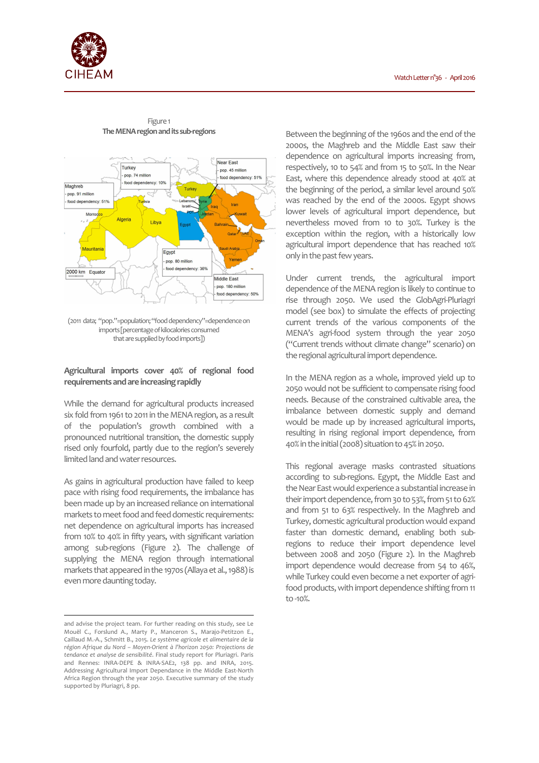Figure 1

**The MENA region and its sub-regions**

(2011 data; "pop."=population; "food dependency"=dependence on imports [percentage of kilocalories consumed that are supplied by food imports])

## Agricultural imports cover 40% of regional food requirements and are increasing rapidly

While the demand for agricultural products increased six fold from 1961 to 2011 in the MENA region, as a result of the population's growth combined with a pronounced nutritional transition, the domestic supply rised only fourfold, partly due to the region's severely limited land and water resources.

As gains in agricultural production have failed to keep pace with rising food requirements, the imbalance has been made up by an increased reliance on international markets to meet food and feed domestic requirements: net dependence on agricultural imports has increased from 10% to 40% in fifty years, with significant variation among sub-regions (Figure 2). The challenge of supplying the MENA region through international markets that appeared in the 1970s (Allaya et al., 1988) is even more daunting today.

Between the beginning of the 1960s and the end of the 2000s, the Maghreb and the Middle East saw their dependence on agricultural imports increasing from, respectively, 10 to 54% and from 15 to 50%. In the Near East, where this dependence already stood at 40% at the beginning of the period, a similar level around 50% was reached by the end of the 2000s. Egypt shows lower levels of agricultural import dependence, but nevertheless moved from 10 to 30%. Turkey is the exception within the region, with a historically low agricultural import dependence that has reached 10% only in the past few years.

Under current trends, the agricultural import dependence of the MENA region is likely to continue to rise through 2050. We used the GlobAgri-Pluriagri model (see box) to simulate the effects of projecting current trends of the various components of the MENA's agri-food system through the year 2050 ("Current trends without climate change" scenario) on the regional agricultural import dependence.

In the MENA region as a whole, improved yield up to 2050 would not be sufficient to compensate rising food needs. Because of the constrained cultivable area, the imbalance between domestic supply and demand would be made up by increased agricultural imports, resulting in rising regional import dependence, from 40% in the initial (2008) situation to 45% in 2050.

This regional average masks contrasted situations according to sub-regions. Egypt, the Middle East and the Near East would experience a substantial increase in their import dependence, from 30 to 53%, from 51 to 62% and from 51 to 63% respectively. In the Maghreb and Turkey, domestic agricultural production would expand faster than domestic demand, enabling both sub-regions to reduce their import dependence level between 2008 and 2050 (Figure 2). In the Maghreb import dependence would decrease from 54 to 46%, while Turkey could even become a net exporter of agri-food products, with import dependence shifting from 11 to -10%.

---

and advise the project team. For further reading on this study, see Le Mouël C., Forslund A., Marty P., Manceron S., Marajo-Petitzon E., Caillaud M.-A., Schmitt B., 2015. *Le système agricole et alimentaire de la région Afrique du Nord – Moyen-Orient à l'horizon 2050: Projections de tendance et analyse de sensibilité*. Final study report for Pluriagri. Paris and Rennes: INRA-DEPE & INRA-SAE2, 138 pp. and INRA, 2015. Addressing Agricultural Import Dependance in the Middle East-North Africa Region through the year 2050. Executive summary of the study supported by Pluriagri, 8 pp.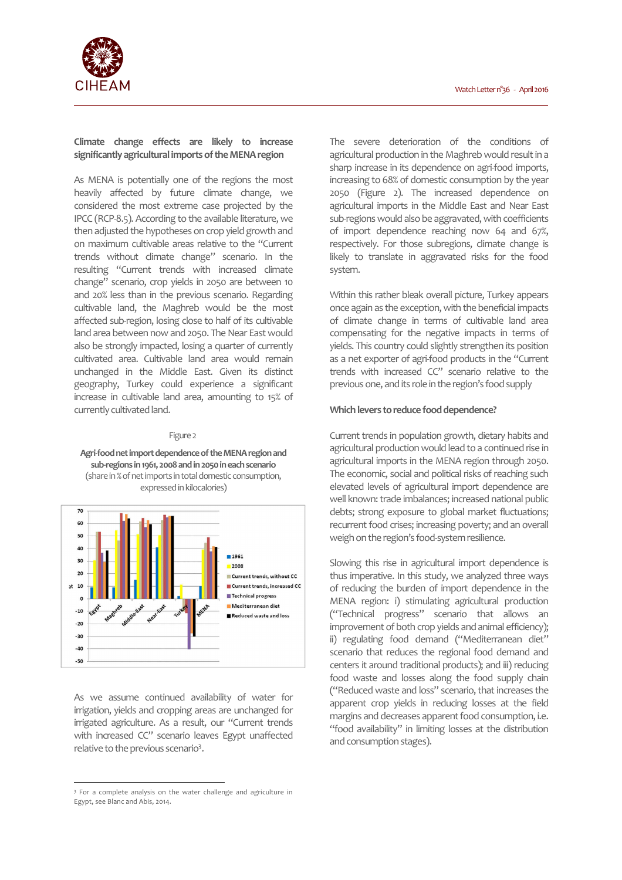**Climate change effects are likely to increase significantly agricultural imports of the MENA region**

As MENA is potentially one of the regions the most heavily affected by future climate change, we considered the most extreme case projected by the IPCC (RCP-8.5). According to the available literature, we then adjusted the hypotheses on crop yield growth and on maximum cultivable areas relative to the "Current trends without climate change" scenario. In the resulting "Current trends with increased climate change" scenario, crop yields in 2050 are between 10 and 20% less than in the previous scenario. Regarding cultivable land, the Maghreb would be the most affected sub-region, losing close to half of its cultivable land area between now and 2050. The Near East would also be strongly impacted, losing a quarter of currently cultivated area. Cultivable land area would remain unchanged in the Middle East. Given its distinct geography, Turkey could experience a significant increase in cultivable land area, amounting to 15% of currently cultivated land.

Figure 2

**Agri-food net import dependence of the MENA region and sub-regions in 1961, 2008 and in 2050 in each scenario**
(share in % of net imports in total domestic consumption, expressed in kilocalories)

As we assume continued availability of water for irrigation, yields and cropping areas are unchanged for irrigated agriculture. As a result, our "Current trends with increased CC" scenario leaves Egypt unaffected relative to the previous scenario[3].

The severe deterioration of the conditions of agricultural production in the Maghreb would result in a sharp increase in its dependence on agri-food imports, increasing to 68% of domestic consumption by the year 2050 (Figure 2). The increased dependence on agricultural imports in the Middle East and Near East sub-regions would also be aggravated, with coefficients of import dependence reaching now 64 and 67%, respectively. For those subregions, climate change is likely to translate in aggravated risks for the food system.

Within this rather bleak overall picture, Turkey appears once again as the exception, with the beneficial impacts of climate change in terms of cultivable land area compensating for the negative impacts in terms of yields. This country could slightly strengthen its position as a net exporter of agri-food products in the "Current trends with increased CC" scenario relative to the previous one, and its role in the region's food supply

**Which levers to reduce food dependence?**

Current trends in population growth, dietary habits and agricultural production would lead to a continued rise in agricultural imports in the MENA region through 2050. The economic, social and political risks of reaching such elevated levels of agricultural import dependence are well known: trade imbalances; increased national public debts; strong exposure to global market fluctuations; recurrent food crises; increasing poverty; and an overall weigh on the region's food-system resilience.

Slowing this rise in agricultural import dependence is thus imperative. In this study, we analyzed three ways of reducing the burden of import dependence in the MENA region: i) stimulating agricultural production ("Technical progress" scenario that allows an improvement of both crop yields and animal efficiency); ii) regulating food demand ("Mediterranean diet" scenario that reduces the regional food demand and centers it around traditional products); and iii) reducing food waste and losses along the food supply chain ("Reduced waste and loss" scenario, that increases the apparent crop yields in reducing losses at the field margins and decreases apparent food consumption, i.e. "food availability" in limiting losses at the distribution and consumption stages).

[3] For a complete analysis on the water challenge and agriculture in Egypt, see Blanc and Abis, 2014.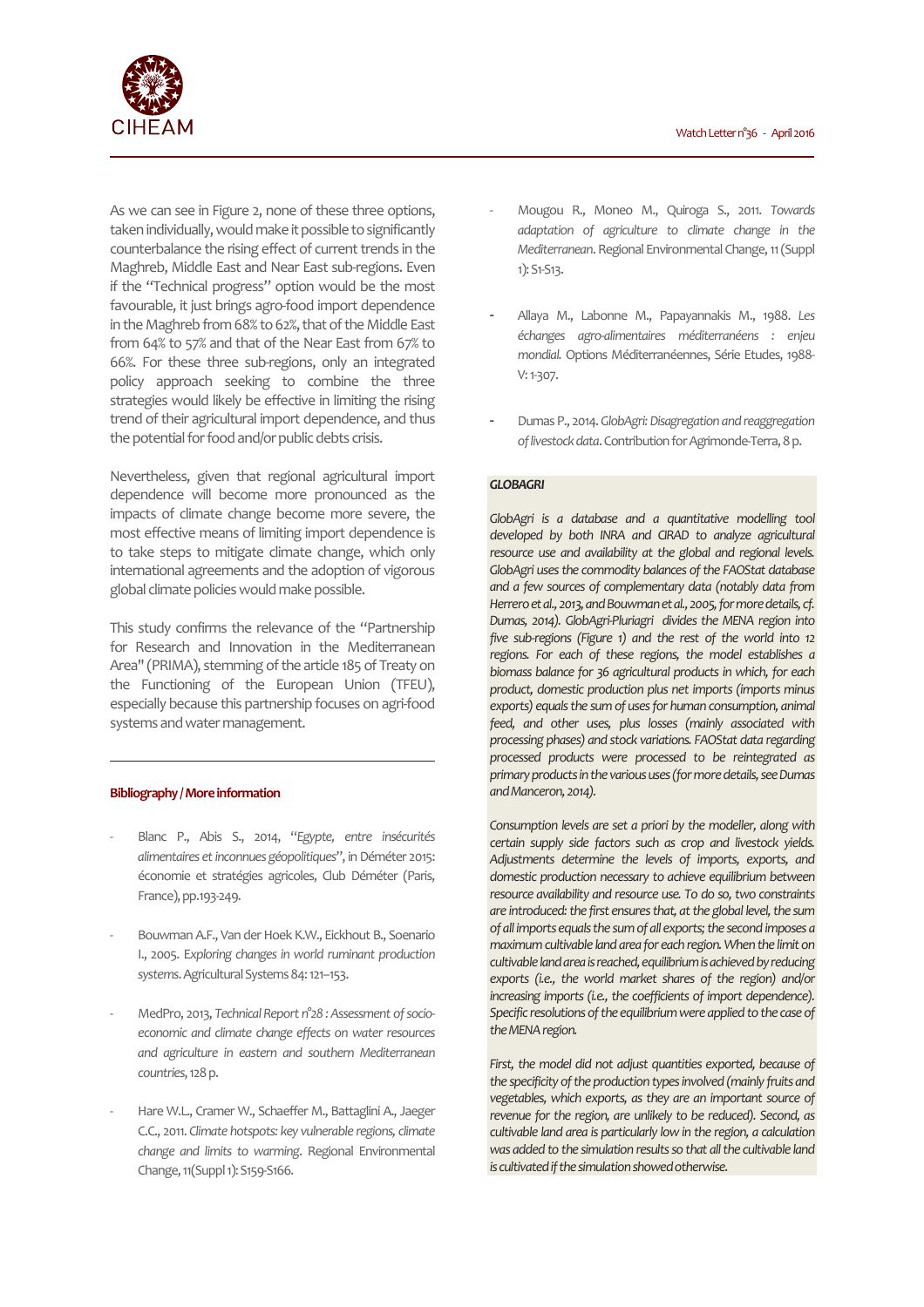As we can see in Figure 2, none of these three options, taken individually, would make it possible to significantly counterbalance the rising effect of current trends in the Maghreb, Middle East and Near East sub-regions. Even if the "Technical progress" option would be the most favourable, it just brings agro-food import dependence in the Maghreb from 68% to 62%, that of the Middle East from 64% to 57% and that of the Near East from 67% to 66%. For these three sub-regions, only an integrated policy approach seeking to combine the three strategies would likely be effective in limiting the rising trend of their agricultural import dependence, and thus the potential for food and/or public debts crisis.

Nevertheless, given that regional agricultural import dependence will become more pronounced as the impacts of climate change become more severe, the most effective means of limiting import dependence is to take steps to mitigate climate change, which only international agreements and the adoption of vigorous global climate policies would make possible.

This study confirms the relevance of the "Partnership for Research and Innovation in the Mediterranean Area" (PRIMA), stemming of the article 185 of Treaty on the Functioning of the European Union (TFEU), especially because this partnership focuses on agri-food systems and water management.

---

**Bibliography / More information**

- Blanc P., Abis S., 2014, "*Egypte, entre insécurités alimentaires et inconnues géopolitiques*", in Déméter 2015: économie et stratégies agricoles, Club Déméter (Paris, France), pp.193-249.
- Bouwman A.F., Van der Hoek K.W., Eickhout B., Soenario I., 2005. *Exploring changes in world ruminant production systems*. Agricultural Systems 84: 121–153.
- MedPro, 2013, *Technical Report n°28 : Assessment of socio-economic and climate change effects on water resources and agriculture in eastern and southern Mediterranean countries*, 128 p.
- Hare W.L., Cramer W., Schaeffer M., Battaglini A., Jaeger C.C., 2011. *Climate hotspots: key vulnerable regions, climate change and limits to warming*. Regional Environmental Change, 11(Suppl 1): S159-S166.
- Mougou R., Moneo M., Quiroga S., 2011. *Towards adaptation of agriculture to climate change in the Mediterranean*. Regional Environmental Change, 11 (Suppl 1): S1-S13.
- Allaya M., Labonne M., Papayannakis M., 1988. *Les échanges agro-alimentaires méditerranéens : enjeu mondial.* Options Méditerranéennes, Série Etudes, 1988-V: 1-307.
- Dumas P., 2014. *GlobAgri: Disagregation and reaggregation of livestock data*. Contribution for Agrimonde-Terra, 8 p.

***GLOBAGRI***

*GlobAgri is a database and a quantitative modelling tool developed by both INRA and CIRAD to analyze agricultural resource use and availability at the global and regional levels. GlobAgri uses the commodity balances of the FAOStat database and a few sources of complementary data (notably data from Herrero et al., 2013, and Bouwman et al., 2005, for more details, cf. Dumas, 2014). GlobAgri-Pluriagri divides the MENA region into five sub-regions (Figure 1) and the rest of the world into 12 regions. For each of these regions, the model establishes a biomass balance for 36 agricultural products in which, for each product, domestic production plus net imports (imports minus exports) equals the sum of uses for human consumption, animal feed, and other uses, plus losses (mainly associated with processing phases) and stock variations. FAOStat data regarding processed products were processed to be reintegrated as primary products in the various uses (for more details, see Dumas and Manceron, 2014).*

*Consumption levels are set a priori by the modeller, along with certain supply side factors such as crop and livestock yields. Adjustments determine the levels of imports, exports, and domestic production necessary to achieve equilibrium between resource availability and resource use. To do so, two constraints are introduced: the first ensures that, at the global level, the sum of all imports equals the sum of all exports; the second imposes a maximum cultivable land area for each region. When the limit on cultivable land area is reached, equilibrium is achieved by reducing exports (i.e., the world market shares of the region) and/or increasing imports (i.e., the coefficients of import dependence). Specific resolutions of the equilibrium were applied to the case of the MENA region.*

*First, the model did not adjust quantities exported, because of the specificity of the production types involved (mainly fruits and vegetables, which exports, as they are an important source of revenue for the region, are unlikely to be reduced). Second, as cultivable land area is particularly low in the region, a calculation was added to the simulation results so that all the cultivable land is cultivated if the simulation showed otherwise.*